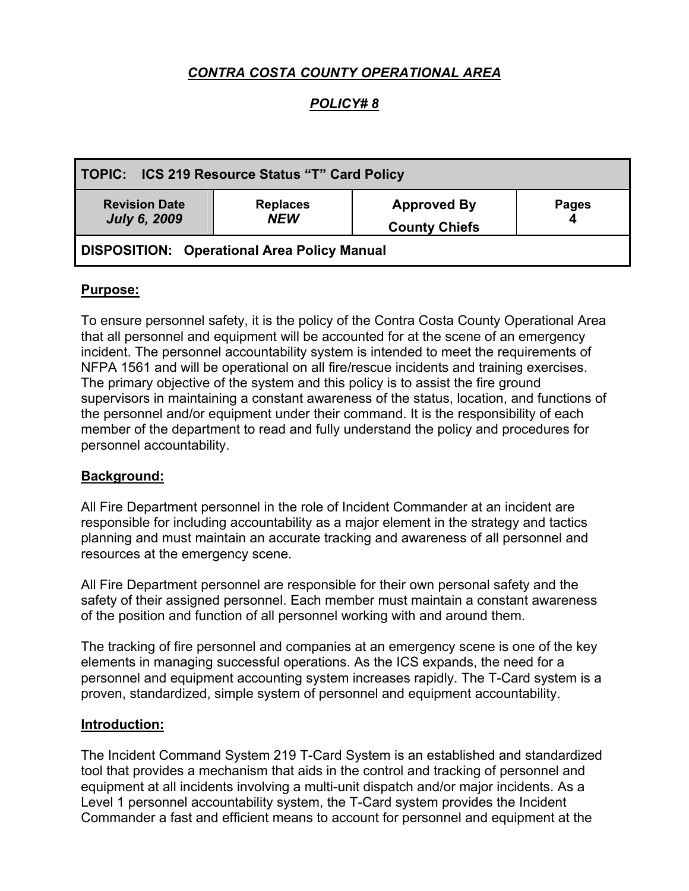# *CONTRA COSTA COUNTY OPERATIONAL AREA*

## *POLICY# 8*

| **TOPIC: ICS 219 Resource Status "T" Card Policy** | | | |
|---|---|---|---|
| **Revision Date** ***July 6, 2009*** | **Replaces** ***NEW*** | **Approved By** **County Chiefs** | **Pages** **4** |
| **DISPOSITION: Operational Area Policy Manual** | | | |

**Purpose:**

To ensure personnel safety, it is the policy of the Contra Costa County Operational Area that all personnel and equipment will be accounted for at the scene of an emergency incident. The personnel accountability system is intended to meet the requirements of NFPA 1561 and will be operational on all fire/rescue incidents and training exercises. The primary objective of the system and this policy is to assist the fire ground supervisors in maintaining a constant awareness of the status, location, and functions of the personnel and/or equipment under their command. It is the responsibility of each member of the department to read and fully understand the policy and procedures for personnel accountability.

**Background:**

All Fire Department personnel in the role of Incident Commander at an incident are responsible for including accountability as a major element in the strategy and tactics planning and must maintain an accurate tracking and awareness of all personnel and resources at the emergency scene.

All Fire Department personnel are responsible for their own personal safety and the safety of their assigned personnel. Each member must maintain a constant awareness of the position and function of all personnel working with and around them.

The tracking of fire personnel and companies at an emergency scene is one of the key elements in managing successful operations. As the ICS expands, the need for a personnel and equipment accounting system increases rapidly. The T-Card system is a proven, standardized, simple system of personnel and equipment accountability.

**Introduction:**

The Incident Command System 219 T-Card System is an established and standardized tool that provides a mechanism that aids in the control and tracking of personnel and equipment at all incidents involving a multi-unit dispatch and/or major incidents. As a Level 1 personnel accountability system, the T-Card system provides the Incident Commander a fast and efficient means to account for personnel and equipment at the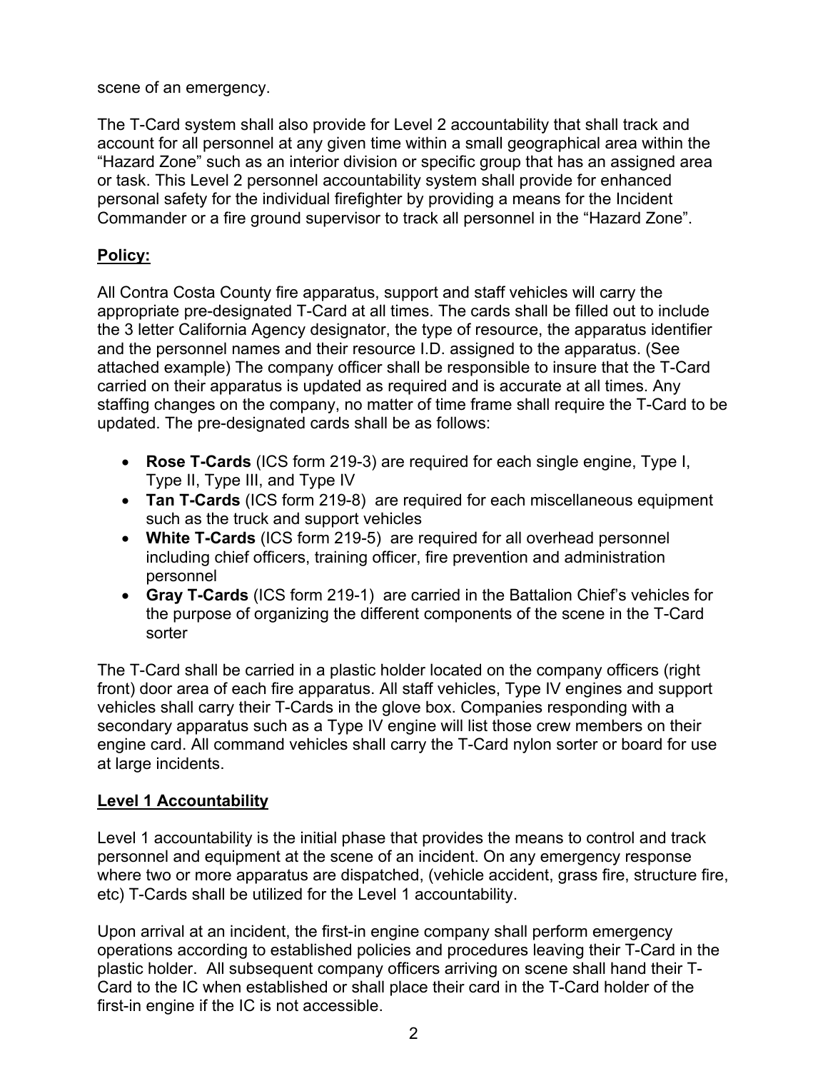scene of an emergency.

The T-Card system shall also provide for Level 2 accountability that shall track and account for all personnel at any given time within a small geographical area within the "Hazard Zone" such as an interior division or specific group that has an assigned area or task. This Level 2 personnel accountability system shall provide for enhanced personal safety for the individual firefighter by providing a means for the Incident Commander or a fire ground supervisor to track all personnel in the "Hazard Zone".

## Policy:

All Contra Costa County fire apparatus, support and staff vehicles will carry the appropriate pre-designated T-Card at all times. The cards shall be filled out to include the 3 letter California Agency designator, the type of resource, the apparatus identifier and the personnel names and their resource I.D. assigned to the apparatus. (See attached example) The company officer shall be responsible to insure that the T-Card carried on their apparatus is updated as required and is accurate at all times. Any staffing changes on the company, no matter of time frame shall require the T-Card to be updated. The pre-designated cards shall be as follows:

- **Rose T-Cards** (ICS form 219-3) are required for each single engine, Type I, Type II, Type III, and Type IV
- **Tan T-Cards** (ICS form 219-8) are required for each miscellaneous equipment such as the truck and support vehicles
- **White T-Cards** (ICS form 219-5) are required for all overhead personnel including chief officers, training officer, fire prevention and administration personnel
- **Gray T-Cards** (ICS form 219-1) are carried in the Battalion Chief's vehicles for the purpose of organizing the different components of the scene in the T-Card sorter

The T-Card shall be carried in a plastic holder located on the company officers (right front) door area of each fire apparatus. All staff vehicles, Type IV engines and support vehicles shall carry their T-Cards in the glove box. Companies responding with a secondary apparatus such as a Type IV engine will list those crew members on their engine card. All command vehicles shall carry the T-Card nylon sorter or board for use at large incidents.

## Level 1 Accountability

Level 1 accountability is the initial phase that provides the means to control and track personnel and equipment at the scene of an incident. On any emergency response where two or more apparatus are dispatched, (vehicle accident, grass fire, structure fire, etc) T-Cards shall be utilized for the Level 1 accountability.

Upon arrival at an incident, the first-in engine company shall perform emergency operations according to established policies and procedures leaving their T-Card in the plastic holder. All subsequent company officers arriving on scene shall hand their T-Card to the IC when established or shall place their card in the T-Card holder of the first-in engine if the IC is not accessible.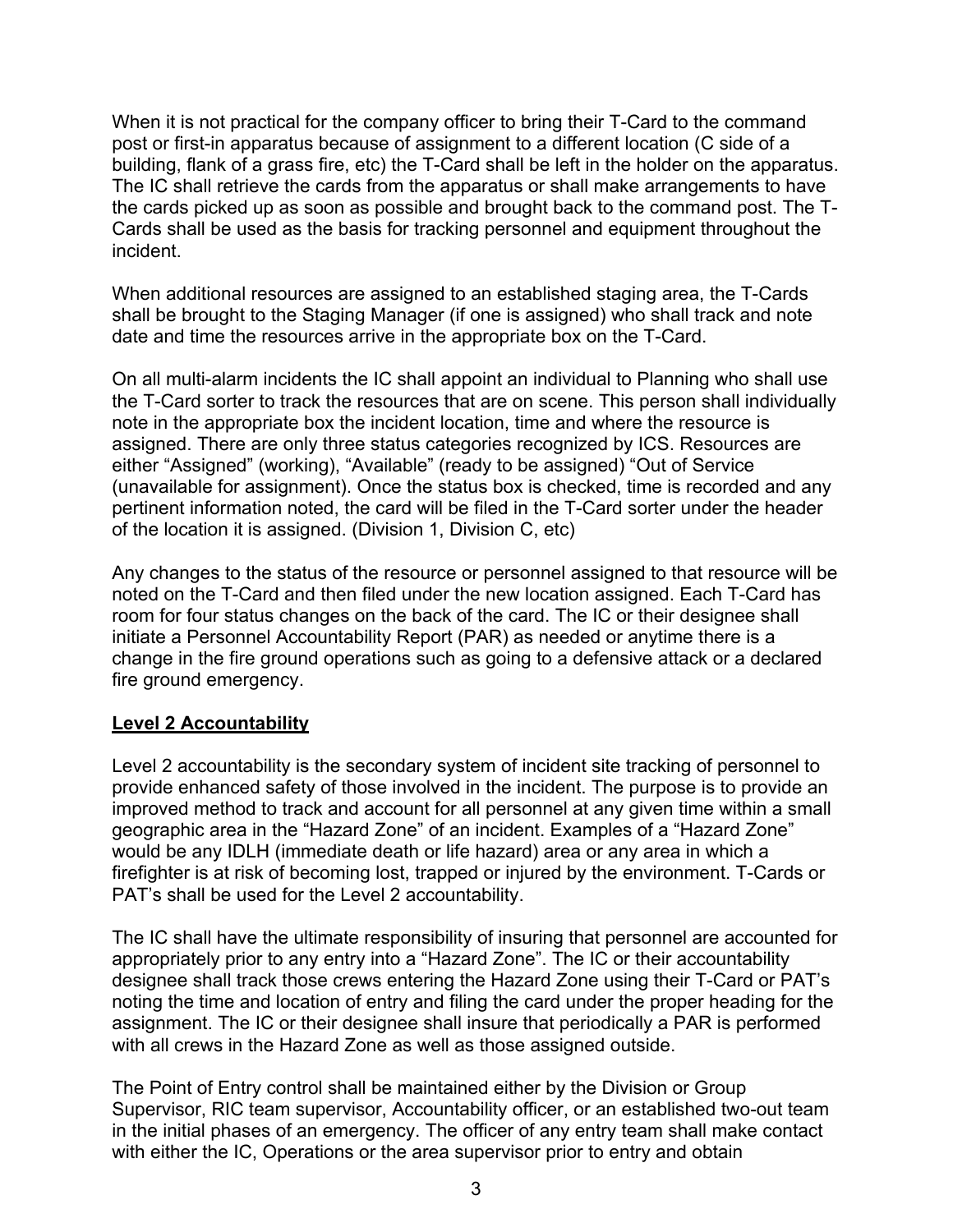When it is not practical for the company officer to bring their T-Card to the command post or first-in apparatus because of assignment to a different location (C side of a building, flank of a grass fire, etc) the T-Card shall be left in the holder on the apparatus. The IC shall retrieve the cards from the apparatus or shall make arrangements to have the cards picked up as soon as possible and brought back to the command post. The T-Cards shall be used as the basis for tracking personnel and equipment throughout the incident.

When additional resources are assigned to an established staging area, the T-Cards shall be brought to the Staging Manager (if one is assigned) who shall track and note date and time the resources arrive in the appropriate box on the T-Card.

On all multi-alarm incidents the IC shall appoint an individual to Planning who shall use the T-Card sorter to track the resources that are on scene. This person shall individually note in the appropriate box the incident location, time and where the resource is assigned. There are only three status categories recognized by ICS. Resources are either "Assigned" (working), "Available" (ready to be assigned) "Out of Service (unavailable for assignment). Once the status box is checked, time is recorded and any pertinent information noted, the card will be filed in the T-Card sorter under the header of the location it is assigned. (Division 1, Division C, etc)

Any changes to the status of the resource or personnel assigned to that resource will be noted on the T-Card and then filed under the new location assigned. Each T-Card has room for four status changes on the back of the card. The IC or their designee shall initiate a Personnel Accountability Report (PAR) as needed or anytime there is a change in the fire ground operations such as going to a defensive attack or a declared fire ground emergency.

**Level 2 Accountability**

Level 2 accountability is the secondary system of incident site tracking of personnel to provide enhanced safety of those involved in the incident. The purpose is to provide an improved method to track and account for all personnel at any given time within a small geographic area in the "Hazard Zone" of an incident. Examples of a "Hazard Zone" would be any IDLH (immediate death or life hazard) area or any area in which a firefighter is at risk of becoming lost, trapped or injured by the environment. T-Cards or PAT's shall be used for the Level 2 accountability.

The IC shall have the ultimate responsibility of insuring that personnel are accounted for appropriately prior to any entry into a "Hazard Zone". The IC or their accountability designee shall track those crews entering the Hazard Zone using their T-Card or PAT's noting the time and location of entry and filing the card under the proper heading for the assignment. The IC or their designee shall insure that periodically a PAR is performed with all crews in the Hazard Zone as well as those assigned outside.

The Point of Entry control shall be maintained either by the Division or Group Supervisor, RIC team supervisor, Accountability officer, or an established two-out team in the initial phases of an emergency. The officer of any entry team shall make contact with either the IC, Operations or the area supervisor prior to entry and obtain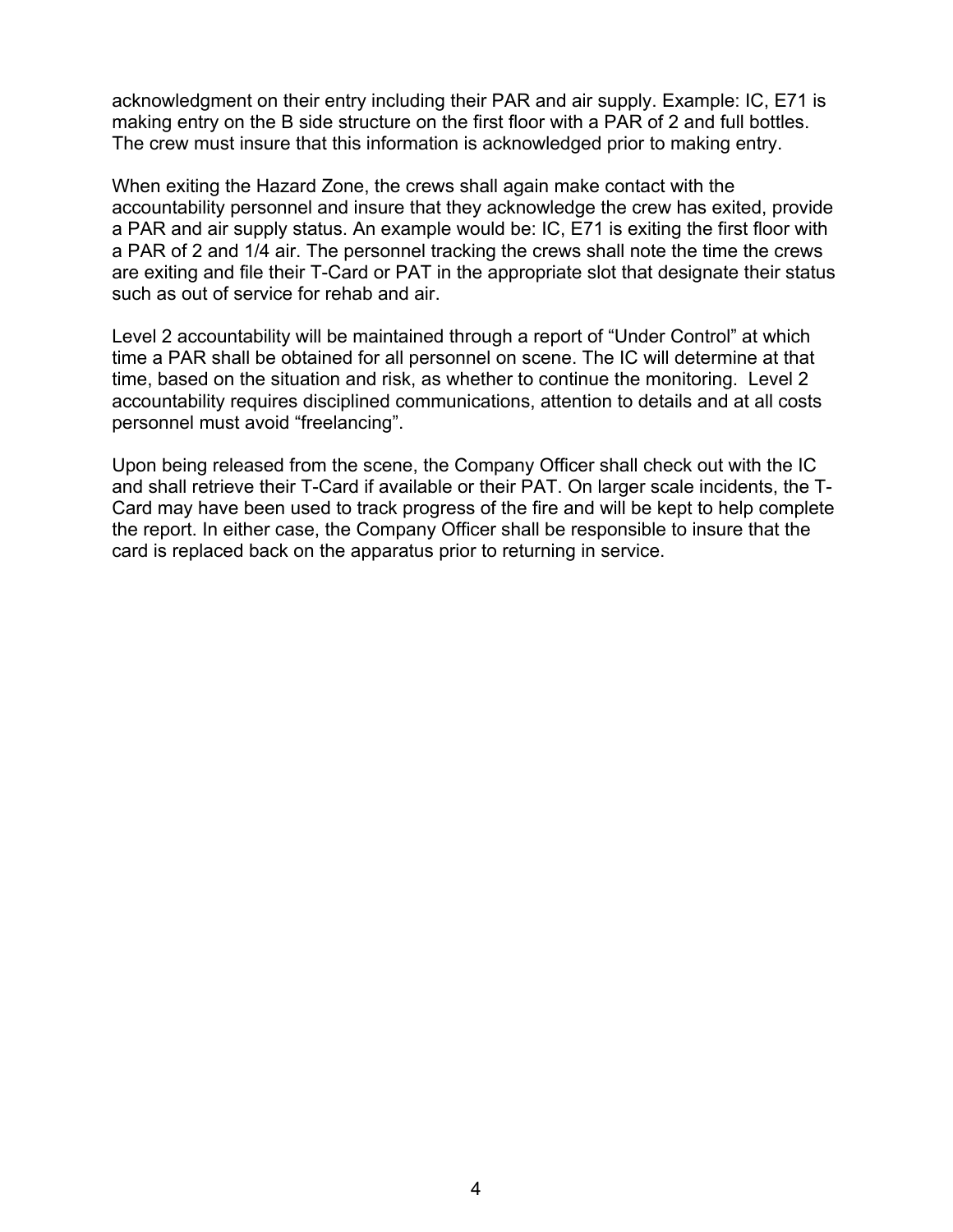acknowledgment on their entry including their PAR and air supply. Example: IC, E71 is making entry on the B side structure on the first floor with a PAR of 2 and full bottles. The crew must insure that this information is acknowledged prior to making entry.

When exiting the Hazard Zone, the crews shall again make contact with the accountability personnel and insure that they acknowledge the crew has exited, provide a PAR and air supply status. An example would be: IC, E71 is exiting the first floor with a PAR of 2 and 1/4 air. The personnel tracking the crews shall note the time the crews are exiting and file their T-Card or PAT in the appropriate slot that designate their status such as out of service for rehab and air.

Level 2 accountability will be maintained through a report of "Under Control" at which time a PAR shall be obtained for all personnel on scene. The IC will determine at that time, based on the situation and risk, as whether to continue the monitoring. Level 2 accountability requires disciplined communications, attention to details and at all costs personnel must avoid "freelancing".

Upon being released from the scene, the Company Officer shall check out with the IC and shall retrieve their T-Card if available or their PAT. On larger scale incidents, the T-Card may have been used to track progress of the fire and will be kept to help complete the report. In either case, the Company Officer shall be responsible to insure that the card is replaced back on the apparatus prior to returning in service.